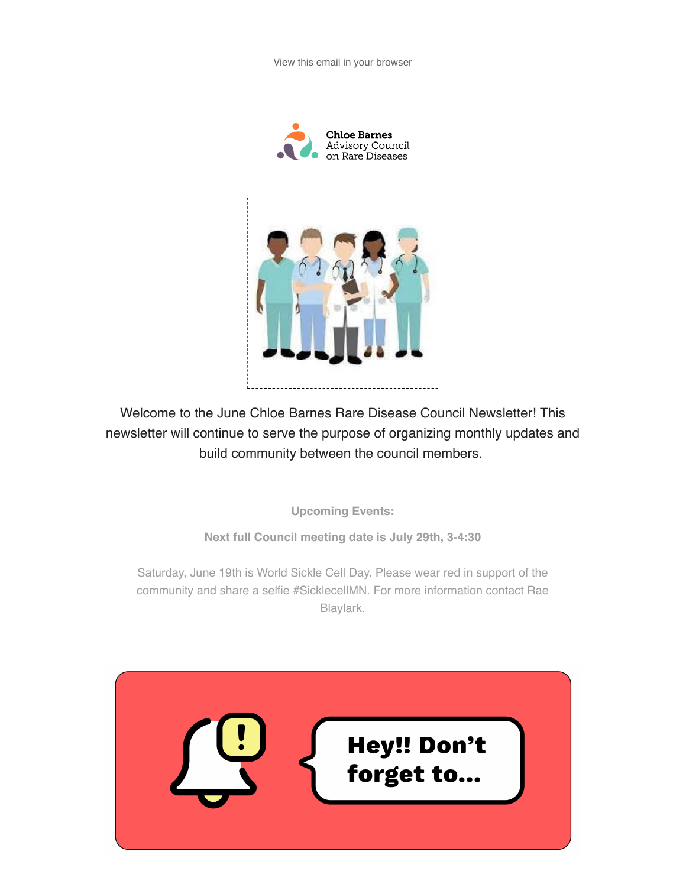View this email in your browser

Chloe Barnes Advisory Council on Rare Diseases

Welcome to the June Chloe Barnes Rare Disease Council Newsletter! This newsletter will continue to serve the purpose of organizing monthly updates and build community between the council members.

**Upcoming Events:**

**Next full Council meeting date is July 29th, 3-4:30**

Saturday, June 19th is World Sickle Cell Day. Please wear red in support of the community and share a selfie #SicklecellMN. For more information contact Rae Blaylark.

**Hey!! Don't forget to...**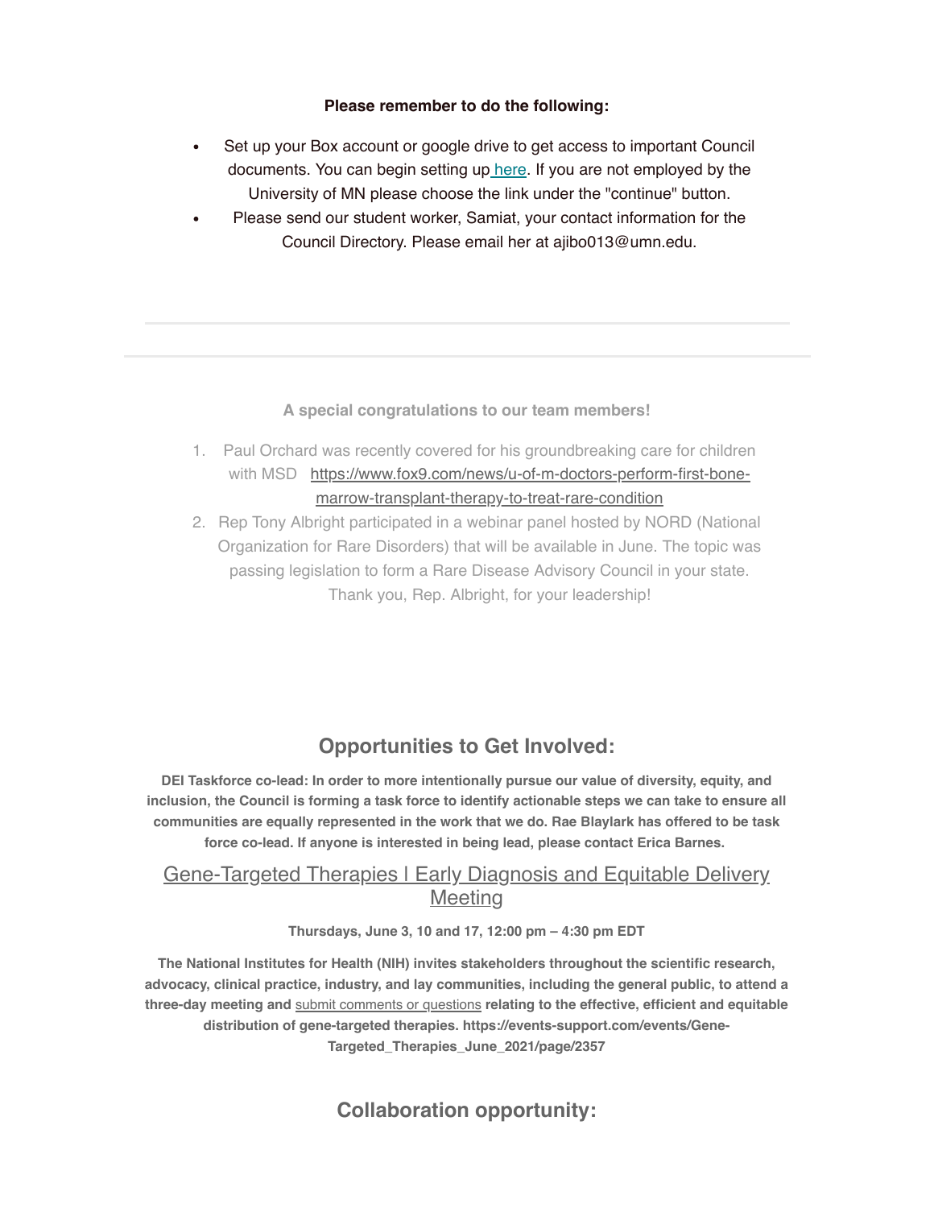**Please remember to do the following:**

- Set up your Box account or google drive to get access to important Council documents. You can begin setting up [here](). If you are not employed by the University of MN please choose the link under the "continue" button.
- Please send our student worker, Samiat, your contact information for the Council Directory. Please email her at ajibo013@umn.edu.

---

**A special congratulations to our team members!**

1. Paul Orchard was recently covered for his groundbreaking care for children with MSD https://www.fox9.com/news/u-of-m-doctors-perform-first-bone-marrow-transplant-therapy-to-treat-rare-condition
2. Rep Tony Albright participated in a webinar panel hosted by NORD (National Organization for Rare Disorders) that will be available in June. The topic was passing legislation to form a Rare Disease Advisory Council in your state. Thank you, Rep. Albright, for your leadership!

## Opportunities to Get Involved:

**DEI Taskforce co-lead: In order to more intentionally pursue our value of diversity, equity, and inclusion, the Council is forming a task force to identify actionable steps we can take to ensure all communities are equally represented in the work that we do. Rae Blaylark has offered to be task force co-lead. If anyone is interested in being lead, please contact Erica Barnes.**

### Gene-Targeted Therapies I Early Diagnosis and Equitable Delivery Meeting

**Thursdays, June 3, 10 and 17, 12:00 pm – 4:30 pm EDT**

**The National Institutes for Health (NIH) invites stakeholders throughout the scientific research, advocacy, clinical practice, industry, and lay communities, including the general public, to attend a three-day meeting and** submit comments or questions **relating to the effective, efficient and equitable distribution of gene-targeted therapies. https://events-support.com/events/Gene-Targeted_Therapies_June_2021/page/2357**

## Collaboration opportunity: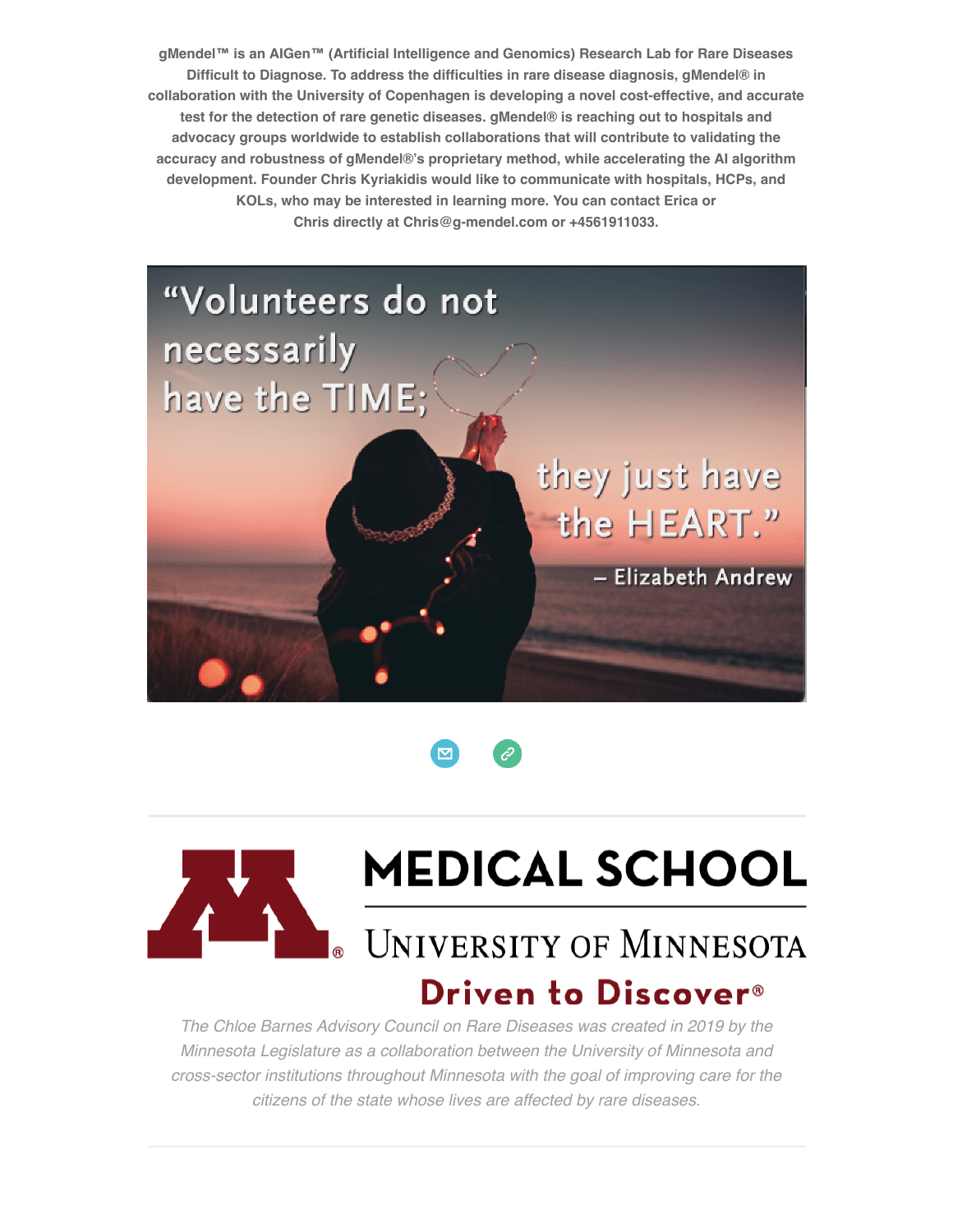**gMendel™ is an AIGen™ (Artificial Intelligence and Genomics) Research Lab for Rare Diseases Difficult to Diagnose. To address the difficulties in rare disease diagnosis, gMendel® in collaboration with the University of Copenhagen is developing a novel cost-effective, and accurate test for the detection of rare genetic diseases. gMendel® is reaching out to hospitals and advocacy groups worldwide to establish collaborations that will contribute to validating the accuracy and robustness of gMendel®'s proprietary method, while accelerating the AI algorithm development. Founder Chris Kyriakidis would like to communicate with hospitals, HCPs, and KOLs, who may be interested in learning more. You can contact Erica or Chris directly at Chris@g-mendel.com or +4561911033.**

"Volunteers do not necessarily have the TIME; they just have the HEART."

– Elizabeth Andrew

---

MEDICAL SCHOOL

UNIVERSITY OF MINNESOTA

Driven to Discover®

*The Chloe Barnes Advisory Council on Rare Diseases was created in 2019 by the Minnesota Legislature as a collaboration between the University of Minnesota and cross-sector institutions throughout Minnesota with the goal of improving care for the citizens of the state whose lives are affected by rare diseases.*

---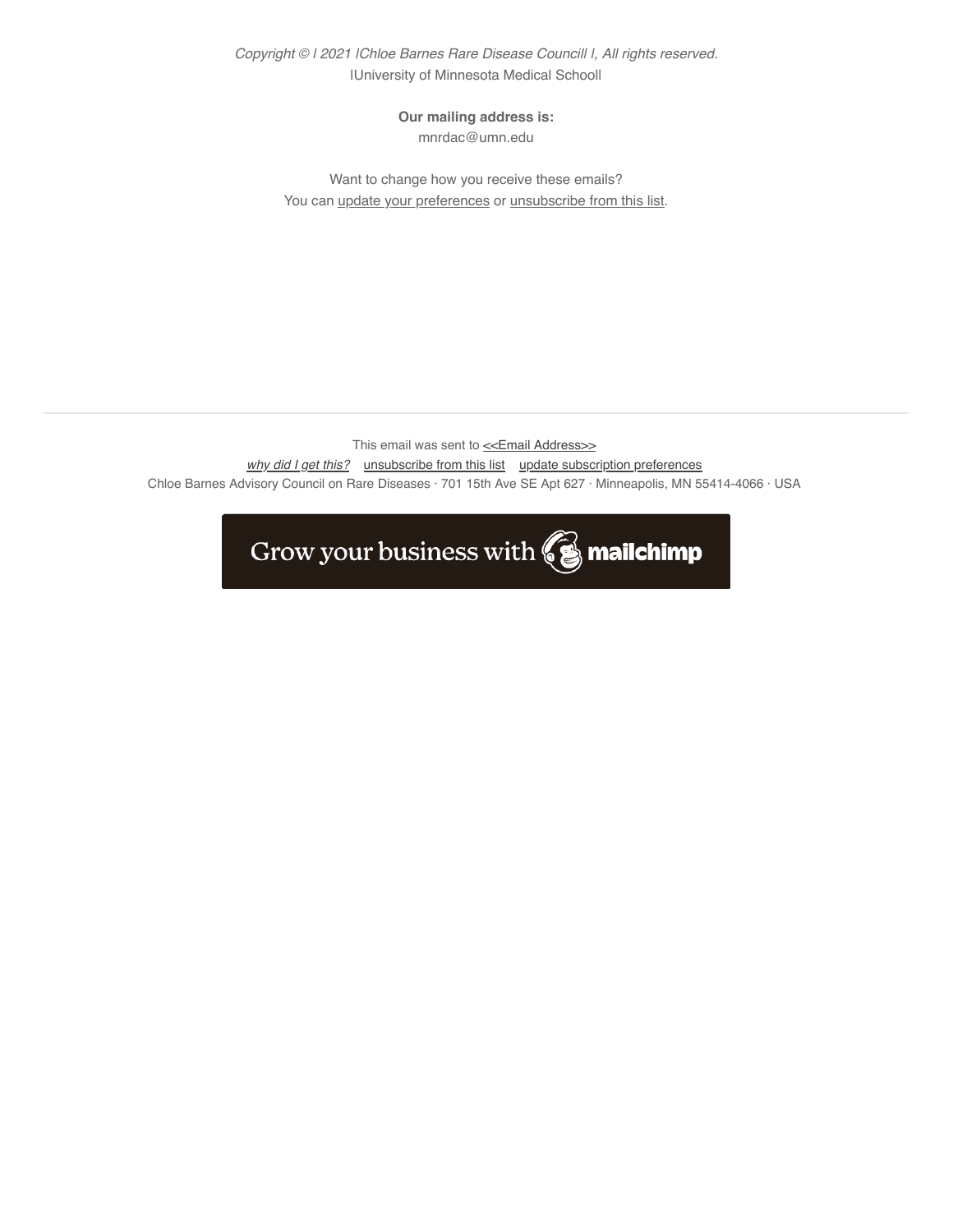*Copyright © | 2021 |Chloe Barnes Rare Disease Council |, All rights reserved.*
|University of Minnesota Medical School|

**Our mailing address is:**
mnrdac@umn.edu

Want to change how you receive these emails?
You can update your preferences or unsubscribe from this list.

---

This email was sent to <<Email Address>>
*why did I get this?* unsubscribe from this list update subscription preferences
Chloe Barnes Advisory Council on Rare Diseases · 701 15th Ave SE Apt 627 · Minneapolis, MN 55414-4066 · USA

Grow your business with mailchimp